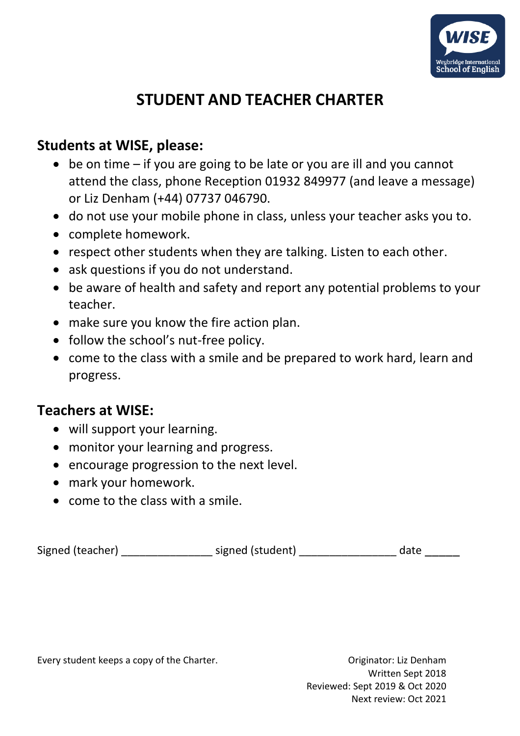# STUDENT AND TEACHER CHARTER

## Students at WISE, please:

- be on time – if you are going to be late or you are ill and you cannot attend the class, phone Reception 01932 849977 (and leave a message) or Liz Denham (+44) 07737 046790.
- do not use your mobile phone in class, unless your teacher asks you to.
- complete homework.
- respect other students when they are talking. Listen to each other.
- ask questions if you do not understand.
- be aware of health and safety and report any potential problems to your teacher.
- make sure you know the fire action plan.
- follow the school's nut-free policy.
- come to the class with a smile and be prepared to work hard, learn and progress.

## Teachers at WISE:

- will support your learning.
- monitor your learning and progress.
- encourage progression to the next level.
- mark your homework.
- come to the class with a smile.

Signed (teacher) _______________ signed (student) ________________ date ______

Every student keeps a copy of the Charter.

Originator: Liz Denham
Written Sept 2018
Reviewed: Sept 2019 & Oct 2020
Next review: Oct 2021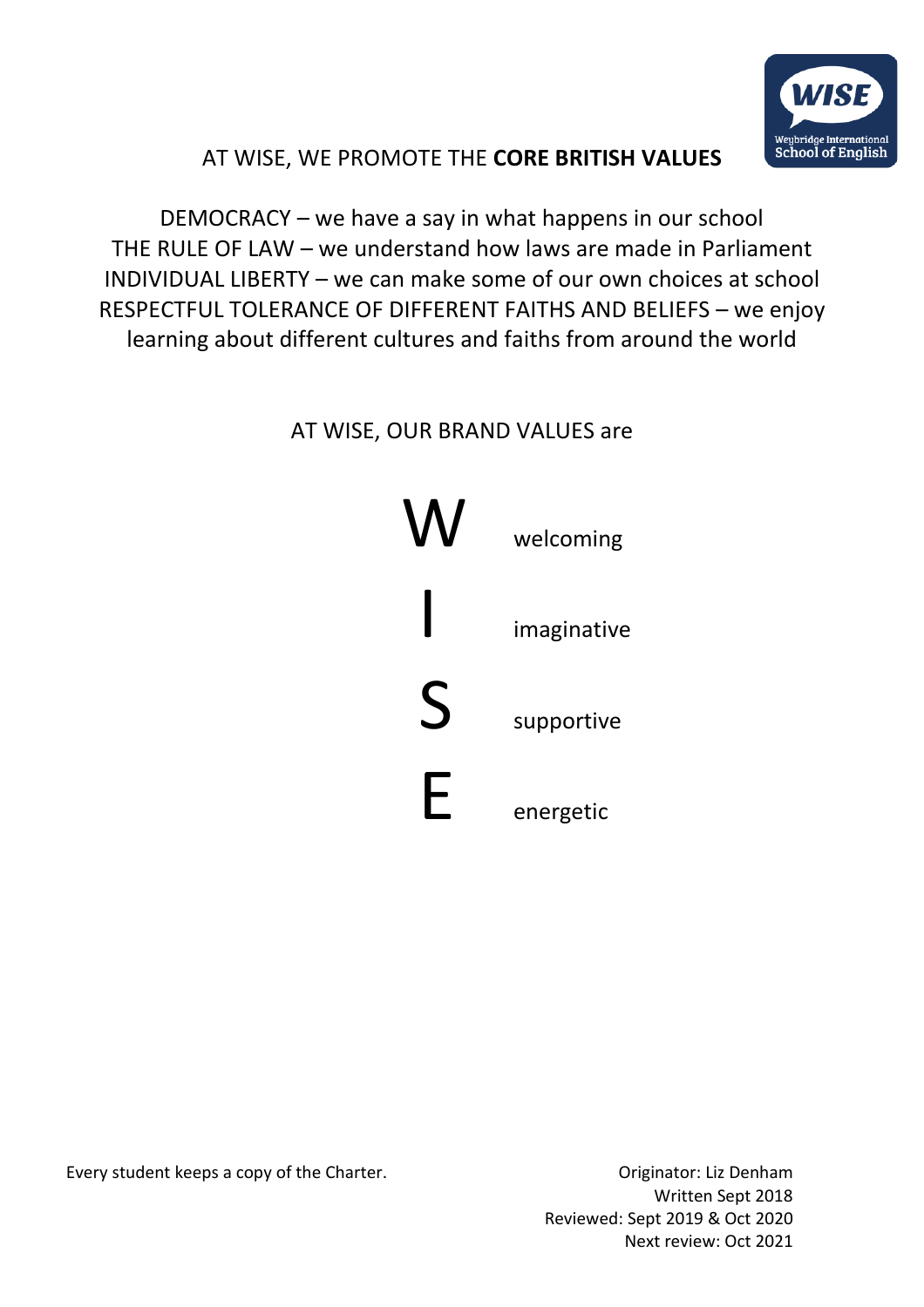AT WISE, WE PROMOTE THE **CORE BRITISH VALUES**

DEMOCRACY – we have a say in what happens in our school
THE RULE OF LAW – we understand how laws are made in Parliament
INDIVIDUAL LIBERTY – we can make some of our own choices at school
RESPECTFUL TOLERANCE OF DIFFERENT FAITHS AND BELIEFS – we enjoy learning about different cultures and faiths from around the world

AT WISE, OUR BRAND VALUES are

W welcoming

I imaginative

S supportive

E energetic

Every student keeps a copy of the Charter.

Originator: Liz Denham
Written Sept 2018
Reviewed: Sept 2019 & Oct 2020
Next review: Oct 2021